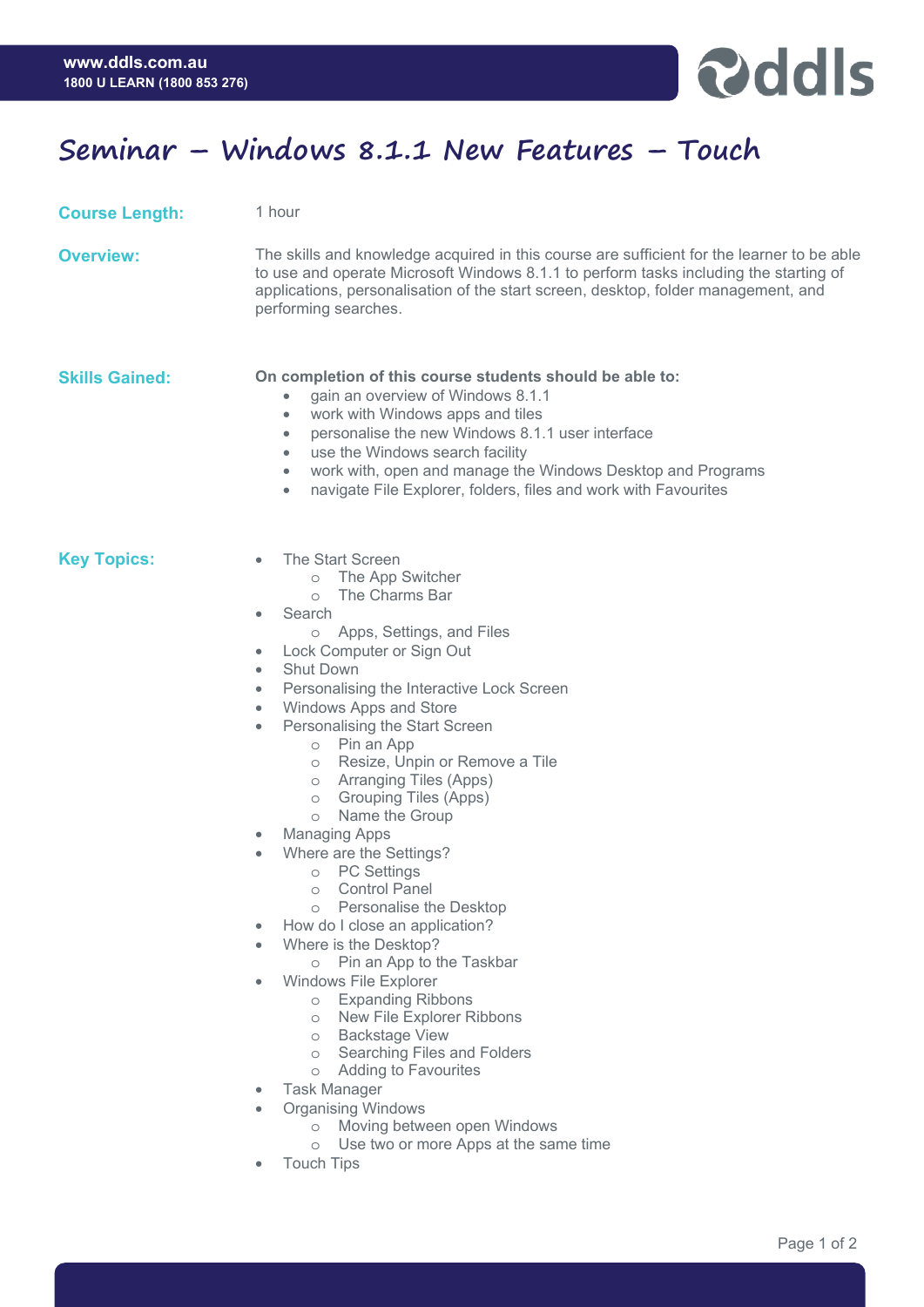www.ddls.com.au
1800 U LEARN (1800 853 276)

# Seminar – Windows 8.1.1 New Features – Touch

**Course Length:** 1 hour

**Overview:**

The skills and knowledge acquired in this course are sufficient for the learner to be able to use and operate Microsoft Windows 8.1.1 to perform tasks including the starting of applications, personalisation of the start screen, desktop, folder management, and performing searches.

**Skills Gained:**

**On completion of this course students should be able to:**

- gain an overview of Windows 8.1.1
- work with Windows apps and tiles
- personalise the new Windows 8.1.1 user interface
- use the Windows search facility
- work with, open and manage the Windows Desktop and Programs
- navigate File Explorer, folders, files and work with Favourites

**Key Topics:**

- The Start Screen
  - The App Switcher
  - The Charms Bar
- Search
  - Apps, Settings, and Files
- Lock Computer or Sign Out
- Shut Down
- Personalising the Interactive Lock Screen
- Windows Apps and Store
- Personalising the Start Screen
  - Pin an App
  - Resize, Unpin or Remove a Tile
  - Arranging Tiles (Apps)
  - Grouping Tiles (Apps)
  - Name the Group
- Managing Apps
- Where are the Settings?
  - PC Settings
  - Control Panel
  - Personalise the Desktop
- How do I close an application?
- Where is the Desktop?
  - Pin an App to the Taskbar
- Windows File Explorer
  - Expanding Ribbons
  - New File Explorer Ribbons
  - Backstage View
  - Searching Files and Folders
  - Adding to Favourites
- Task Manager
- Organising Windows
  - Moving between open Windows
  - Use two or more Apps at the same time
- Touch Tips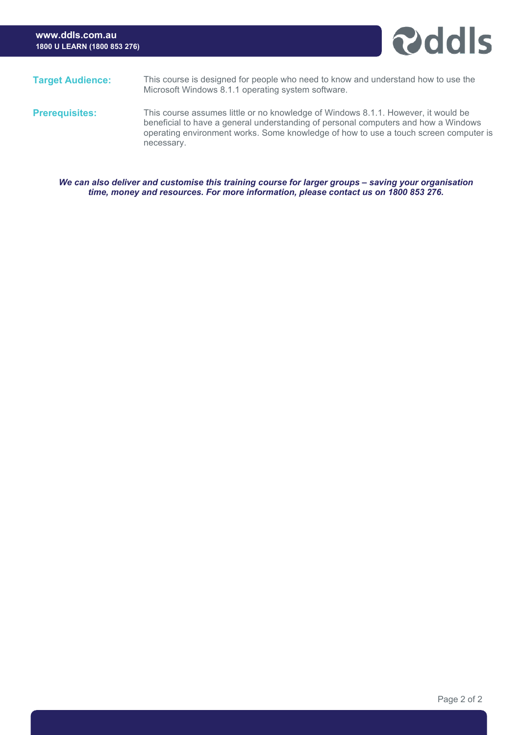**Target Audience:** This course is designed for people who need to know and understand how to use the Microsoft Windows 8.1.1 operating system software.

**Prerequisites:** This course assumes little or no knowledge of Windows 8.1.1. However, it would be beneficial to have a general understanding of personal computers and how a Windows operating environment works. Some knowledge of how to use a touch screen computer is necessary.

***We can also deliver and customise this training course for larger groups – saving your organisation time, money and resources. For more information, please contact us on 1800 853 276.***